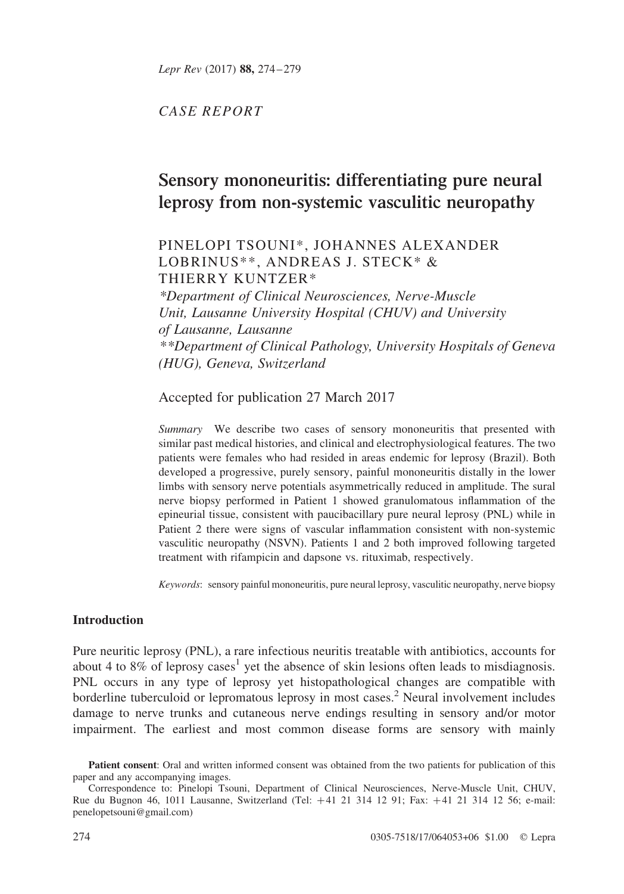*CASE REPORT*

# Sensory mononeuritis: differentiating pure neural leprosy from non-systemic vasculitic neuropathy

PINELOPI TSOUNI*, JOHANNES ALEXANDER LOBRINUS**, ANDREAS J. STECK* & THIERRY KUNTZER*

**Department of Clinical Neurosciences, Nerve-Muscle Unit, Lausanne University Hospital (CHUV) and University of Lausanne, Lausanne*

***Department of Clinical Pathology, University Hospitals of Geneva (HUG), Geneva, Switzerland*

Accepted for publication 27 March 2017

*Summary* We describe two cases of sensory mononeuritis that presented with similar past medical histories, and clinical and electrophysiological features. The two patients were females who had resided in areas endemic for leprosy (Brazil). Both developed a progressive, purely sensory, painful mononeuritis distally in the lower limbs with sensory nerve potentials asymmetrically reduced in amplitude. The sural nerve biopsy performed in Patient 1 showed granulomatous inflammation of the epineurial tissue, consistent with paucibacillary pure neural leprosy (PNL) while in Patient 2 there were signs of vascular inflammation consistent with non-systemic vasculitic neuropathy (NSVN). Patients 1 and 2 both improved following targeted treatment with rifampicin and dapsone vs. rituximab, respectively.

*Keywords*: sensory painful mononeuritis, pure neural leprosy, vasculitic neuropathy, nerve biopsy

## Introduction

Pure neuritic leprosy (PNL), a rare infectious neuritis treatable with antibiotics, accounts for about 4 to 8% of leprosy cases[1] yet the absence of skin lesions often leads to misdiagnosis. PNL occurs in any type of leprosy yet histopathological changes are compatible with borderline tuberculoid or lepromatous leprosy in most cases.[2] Neural involvement includes damage to nerve trunks and cutaneous nerve endings resulting in sensory and/or motor impairment. The earliest and most common disease forms are sensory with mainly

**Patient consent**: Oral and written informed consent was obtained from the two patients for publication of this paper and any accompanying images.

Correspondence to: Pinelopi Tsouni, Department of Clinical Neurosciences, Nerve-Muscle Unit, CHUV, Rue du Bugnon 46, 1011 Lausanne, Switzerland (Tel: +41 21 314 12 91; Fax: +41 21 314 12 56; e-mail: penelopetsouni@gmail.com)

0305-7518/17/064053+06 $1.00 © Lepra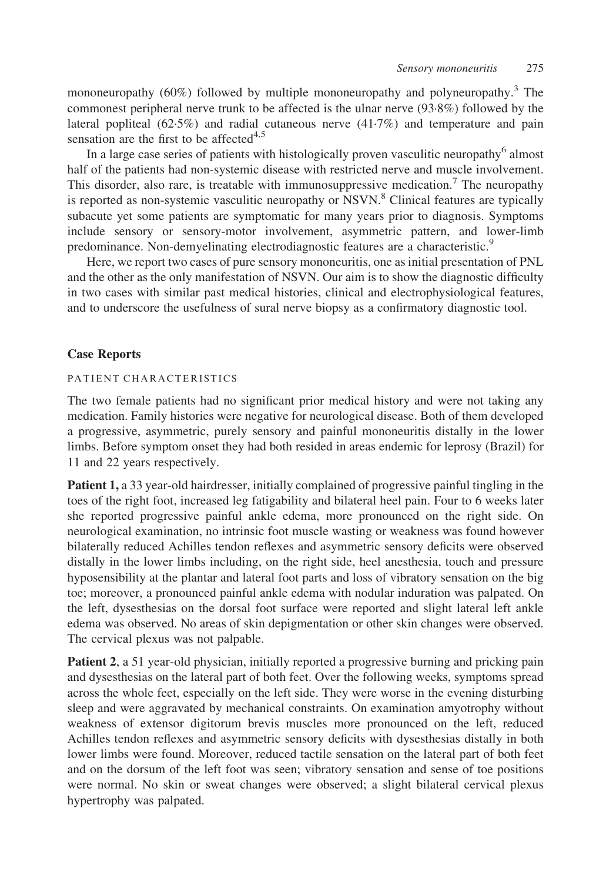mononeuropathy (60%) followed by multiple mononeuropathy and polyneuropathy.[3] The commonest peripheral nerve trunk to be affected is the ulnar nerve (93·8%) followed by the lateral popliteal (62·5%) and radial cutaneous nerve (41·7%) and temperature and pain sensation are the first to be affected[4,5]

In a large case series of patients with histologically proven vasculitic neuropathy[6] almost half of the patients had non-systemic disease with restricted nerve and muscle involvement. This disorder, also rare, is treatable with immunosuppressive medication.[7] The neuropathy is reported as non-systemic vasculitic neuropathy or NSVN.[8] Clinical features are typically subacute yet some patients are symptomatic for many years prior to diagnosis. Symptoms include sensory or sensory-motor involvement, asymmetric pattern, and lower-limb predominance. Non-demyelinating electrodiagnostic features are a characteristic.[9]

Here, we report two cases of pure sensory mononeuritis, one as initial presentation of PNL and the other as the only manifestation of NSVN. Our aim is to show the diagnostic difficulty in two cases with similar past medical histories, clinical and electrophysiological features, and to underscore the usefulness of sural nerve biopsy as a confirmatory diagnostic tool.

## Case Reports

### PATIENT CHARACTERISTICS

The two female patients had no significant prior medical history and were not taking any medication. Family histories were negative for neurological disease. Both of them developed a progressive, asymmetric, purely sensory and painful mononeuritis distally in the lower limbs. Before symptom onset they had both resided in areas endemic for leprosy (Brazil) for 11 and 22 years respectively.

**Patient 1,** a 33 year-old hairdresser, initially complained of progressive painful tingling in the toes of the right foot, increased leg fatigability and bilateral heel pain. Four to 6 weeks later she reported progressive painful ankle edema, more pronounced on the right side. On neurological examination, no intrinsic foot muscle wasting or weakness was found however bilaterally reduced Achilles tendon reflexes and asymmetric sensory deficits were observed distally in the lower limbs including, on the right side, heel anesthesia, touch and pressure hyposensibility at the plantar and lateral foot parts and loss of vibratory sensation on the big toe; moreover, a pronounced painful ankle edema with nodular induration was palpated. On the left, dysesthesias on the dorsal foot surface were reported and slight lateral left ankle edema was observed. No areas of skin depigmentation or other skin changes were observed. The cervical plexus was not palpable.

**Patient 2**, a 51 year-old physician, initially reported a progressive burning and pricking pain and dysesthesias on the lateral part of both feet. Over the following weeks, symptoms spread across the whole feet, especially on the left side. They were worse in the evening disturbing sleep and were aggravated by mechanical constraints. On examination amyotrophy without weakness of extensor digitorum brevis muscles more pronounced on the left, reduced Achilles tendon reflexes and asymmetric sensory deficits with dysesthesias distally in both lower limbs were found. Moreover, reduced tactile sensation on the lateral part of both feet and on the dorsum of the left foot was seen; vibratory sensation and sense of toe positions were normal. No skin or sweat changes were observed; a slight bilateral cervical plexus hypertrophy was palpated.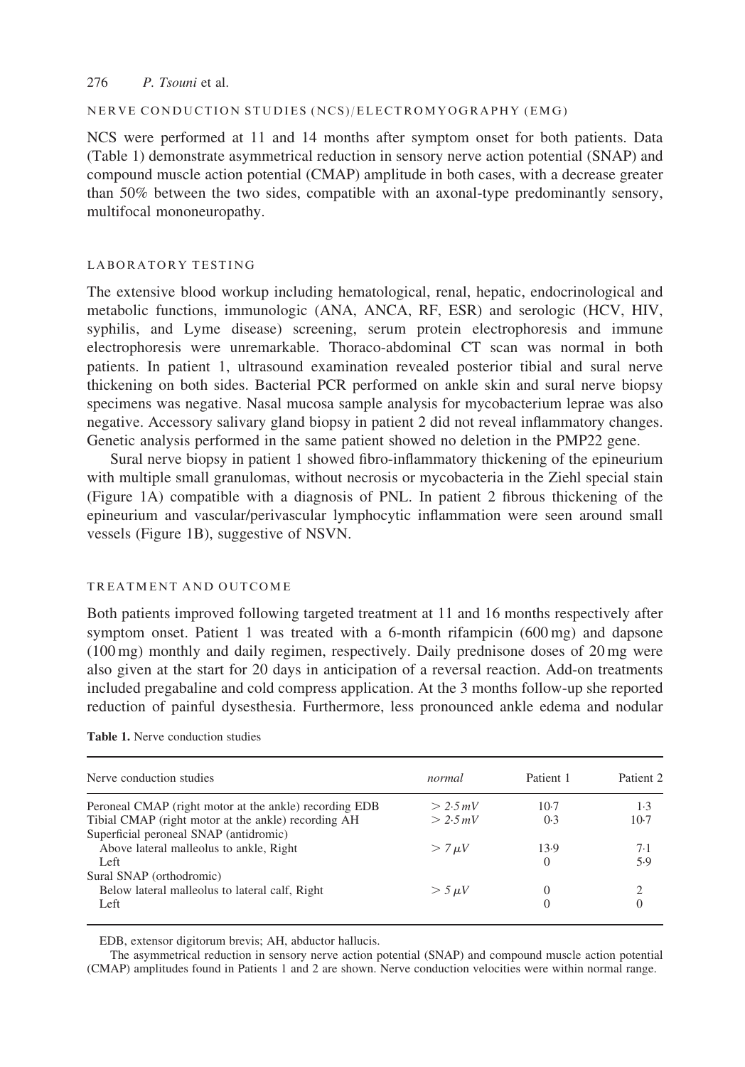## NERVE CONDUCTION STUDIES (NCS)/ELECTROMYOGRAPHY (EMG)

NCS were performed at 11 and 14 months after symptom onset for both patients. Data (Table 1) demonstrate asymmetrical reduction in sensory nerve action potential (SNAP) and compound muscle action potential (CMAP) amplitude in both cases, with a decrease greater than 50% between the two sides, compatible with an axonal-type predominantly sensory, multifocal mononeuropathy.

## LABORATORY TESTING

The extensive blood workup including hematological, renal, hepatic, endocrinological and metabolic functions, immunologic (ANA, ANCA, RF, ESR) and serologic (HCV, HIV, syphilis, and Lyme disease) screening, serum protein electrophoresis and immune electrophoresis were unremarkable. Thoraco-abdominal CT scan was normal in both patients. In patient 1, ultrasound examination revealed posterior tibial and sural nerve thickening on both sides. Bacterial PCR performed on ankle skin and sural nerve biopsy specimens was negative. Nasal mucosa sample analysis for mycobacterium leprae was also negative. Accessory salivary gland biopsy in patient 2 did not reveal inflammatory changes. Genetic analysis performed in the same patient showed no deletion in the PMP22 gene.

Sural nerve biopsy in patient 1 showed fibro-inflammatory thickening of the epineurium with multiple small granulomas, without necrosis or mycobacteria in the Ziehl special stain (Figure 1A) compatible with a diagnosis of PNL. In patient 2 fibrous thickening of the epineurium and vascular/perivascular lymphocytic inflammation were seen around small vessels (Figure 1B), suggestive of NSVN.

## TREATMENT AND OUTCOME

Both patients improved following targeted treatment at 11 and 16 months respectively after symptom onset. Patient 1 was treated with a 6-month rifampicin (600 mg) and dapsone (100 mg) monthly and daily regimen, respectively. Daily prednisone doses of 20 mg were also given at the start for 20 days in anticipation of a reversal reaction. Add-on treatments included pregabaline and cold compress application. At the 3 months follow-up she reported reduction of painful dysesthesia. Furthermore, less pronounced ankle edema and nodular

**Table 1.** Nerve conduction studies

| Nerve conduction studies | *normal* | Patient 1 | Patient 2 |
|---|---|---|---|
| Peroneal CMAP (right motor at the ankle) recording EDB | *> 2·5 mV* | 10·7 | 1·3 |
| Tibial CMAP (right motor at the ankle) recording AH | *> 2·5 mV* | 0·3 | 10·7 |
| Superficial peroneal SNAP (antidromic) | | | |
| Above lateral malleolus to ankle, Right | *> 7 μV* | 13·9 | 7·1 |
| Left | | 0 | 5·9 |
| Sural SNAP (orthodromic) | | | |
| Below lateral malleolus to lateral calf, Right | *> 5 μV* | 0 | 2 |
| Left | | 0 | 0 |

EDB, extensor digitorum brevis; AH, abductor hallucis.

The asymmetrical reduction in sensory nerve action potential (SNAP) and compound muscle action potential (CMAP) amplitudes found in Patients 1 and 2 are shown. Nerve conduction velocities were within normal range.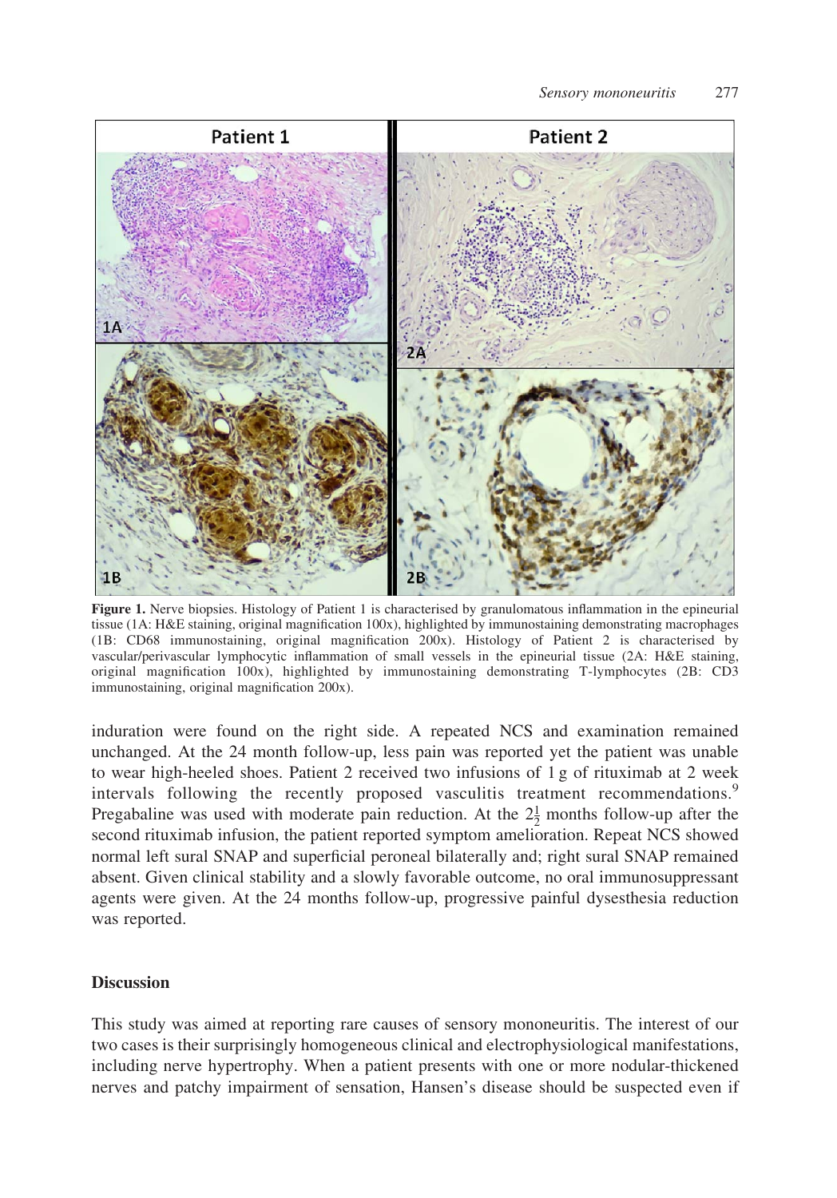**Figure 1.** Nerve biopsies. Histology of Patient 1 is characterised by granulomatous inflammation in the epineurial tissue (1A: H&E staining, original magnification 100x), highlighted by immunostaining demonstrating macrophages (1B: CD68 immunostaining, original magnification 200x). Histology of Patient 2 is characterised by vascular/perivascular lymphocytic inflammation of small vessels in the epineurial tissue (2A: H&E staining, original magnification 100x), highlighted by immunostaining demonstrating T-lymphocytes (2B: CD3 immunostaining, original magnification 200x).

induration were found on the right side. A repeated NCS and examination remained unchanged. At the 24 month follow-up, less pain was reported yet the patient was unable to wear high-heeled shoes. Patient 2 received two infusions of 1 g of rituximab at 2 week intervals following the recently proposed vasculitis treatment recommendations.[9] Pregabaline was used with moderate pain reduction. At the $2\frac{1}{2}$ months follow-up after the second rituximab infusion, the patient reported symptom amelioration. Repeat NCS showed normal left sural SNAP and superficial peroneal bilaterally and; right sural SNAP remained absent. Given clinical stability and a slowly favorable outcome, no oral immunosuppressant agents were given. At the 24 months follow-up, progressive painful dysesthesia reduction was reported.

## Discussion

This study was aimed at reporting rare causes of sensory mononeuritis. The interest of our two cases is their surprisingly homogeneous clinical and electrophysiological manifestations, including nerve hypertrophy. When a patient presents with one or more nodular-thickened nerves and patchy impairment of sensation, Hansen's disease should be suspected even if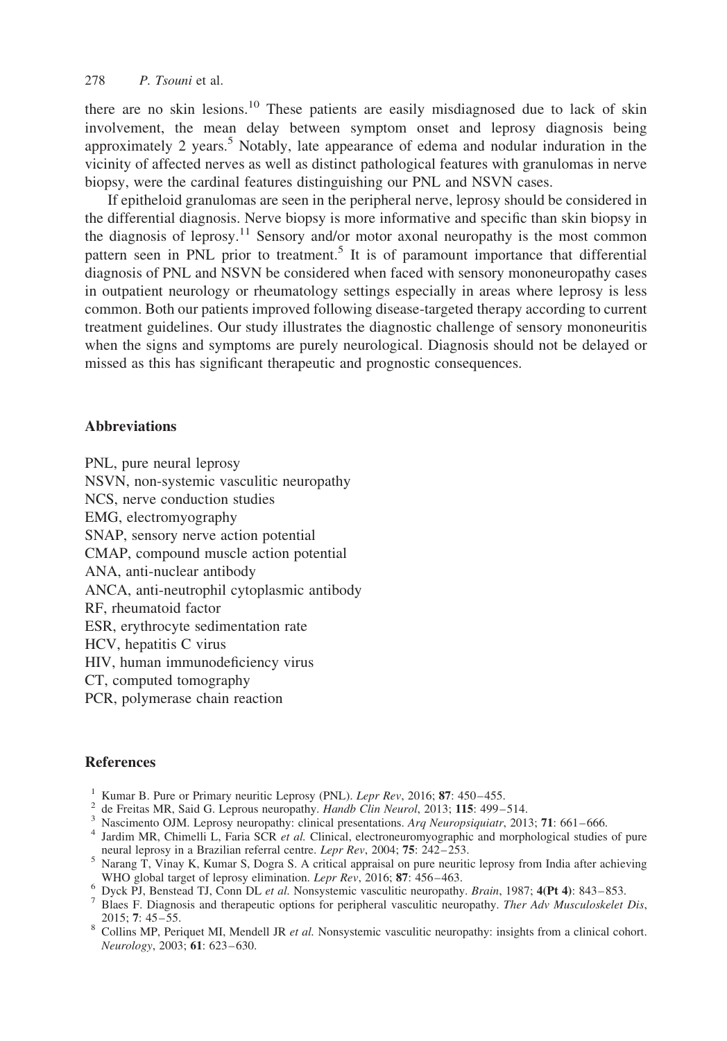there are no skin lesions.[10] These patients are easily misdiagnosed due to lack of skin involvement, the mean delay between symptom onset and leprosy diagnosis being approximately 2 years.[5] Notably, late appearance of edema and nodular induration in the vicinity of affected nerves as well as distinct pathological features with granulomas in nerve biopsy, were the cardinal features distinguishing our PNL and NSVN cases.

If epitheloid granulomas are seen in the peripheral nerve, leprosy should be considered in the differential diagnosis. Nerve biopsy is more informative and specific than skin biopsy in the diagnosis of leprosy.[11] Sensory and/or motor axonal neuropathy is the most common pattern seen in PNL prior to treatment.[5] It is of paramount importance that differential diagnosis of PNL and NSVN be considered when faced with sensory mononeuropathy cases in outpatient neurology or rheumatology settings especially in areas where leprosy is less common. Both our patients improved following disease-targeted therapy according to current treatment guidelines. Our study illustrates the diagnostic challenge of sensory mononeuritis when the signs and symptoms are purely neurological. Diagnosis should not be delayed or missed as this has significant therapeutic and prognostic consequences.

## Abbreviations

PNL, pure neural leprosy
NSVN, non-systemic vasculitic neuropathy
NCS, nerve conduction studies
EMG, electromyography
SNAP, sensory nerve action potential
CMAP, compound muscle action potential
ANA, anti-nuclear antibody
ANCA, anti-neutrophil cytoplasmic antibody
RF, rheumatoid factor
ESR, erythrocyte sedimentation rate
HCV, hepatitis C virus
HIV, human immunodeficiency virus
CT, computed tomography
PCR, polymerase chain reaction

## References

1. Kumar B. Pure or Primary neuritic Leprosy (PNL). *Lepr Rev*, 2016; **87**: 450–455.
2. de Freitas MR, Said G. Leprous neuropathy. *Handb Clin Neurol*, 2013; **115**: 499–514.
3. Nascimento OJM. Leprosy neuropathy: clinical presentations. *Arq Neuropsiquiatr*, 2013; **71**: 661–666.
4. Jardim MR, Chimelli L, Faria SCR *et al.* Clinical, electroneuromyographic and morphological studies of pure neural leprosy in a Brazilian referral centre. *Lepr Rev*, 2004; **75**: 242–253.
5. Narang T, Vinay K, Kumar S, Dogra S. A critical appraisal on pure neuritic leprosy from India after achieving WHO global target of leprosy elimination. *Lepr Rev*, 2016; **87**: 456–463.
6. Dyck PJ, Benstead TJ, Conn DL *et al.* Nonsystemic vasculitic neuropathy. *Brain*, 1987; **4(Pt 4)**: 843–853.
7. Blaes F. Diagnosis and therapeutic options for peripheral vasculitic neuropathy. *Ther Adv Musculoskelet Dis*, 2015; **7**: 45–55.
8. Collins MP, Periquet MI, Mendell JR *et al.* Nonsystemic vasculitic neuropathy: insights from a clinical cohort. *Neurology*, 2003; **61**: 623–630.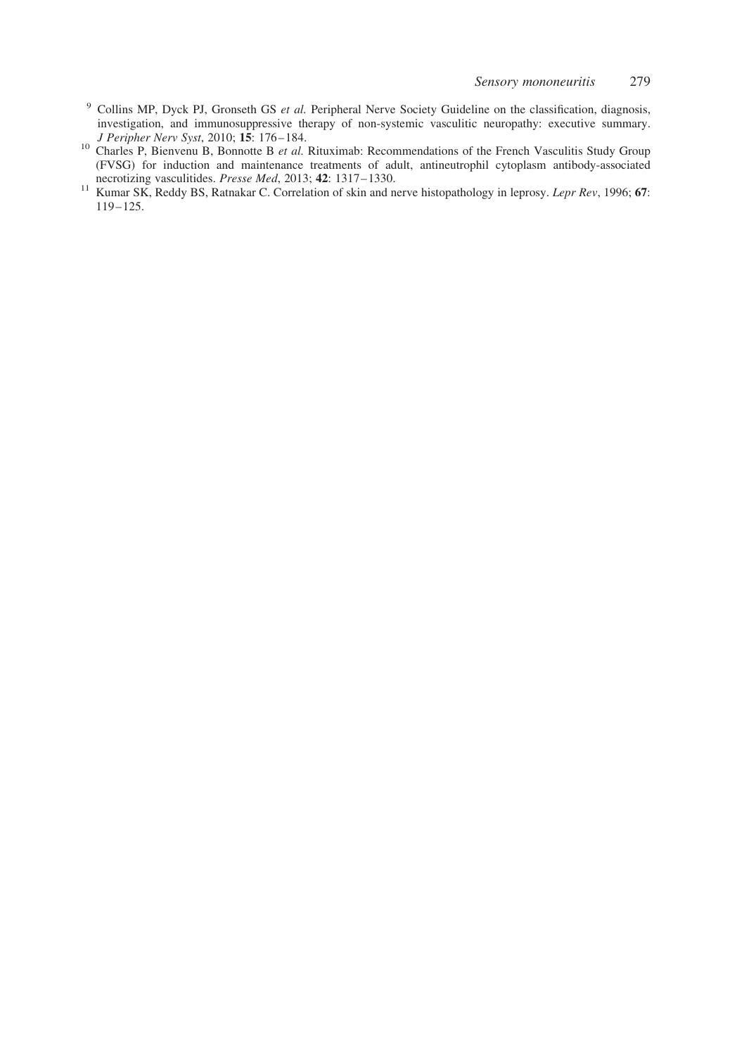[9] Collins MP, Dyck PJ, Gronseth GS *et al.* Peripheral Nerve Society Guideline on the classification, diagnosis, investigation, and immunosuppressive therapy of non-systemic vasculitic neuropathy: executive summary. *J Peripher Nerv Syst*, 2010; **15**: 176–184.

[10] Charles P, Bienvenu B, Bonnotte B *et al.* Rituximab: Recommendations of the French Vasculitis Study Group (FVSG) for induction and maintenance treatments of adult, antineutrophil cytoplasm antibody-associated necrotizing vasculitides. *Presse Med*, 2013; **42**: 1317–1330.

[11] Kumar SK, Reddy BS, Ratnakar C. Correlation of skin and nerve histopathology in leprosy. *Lepr Rev*, 1996; **67**: 119–125.